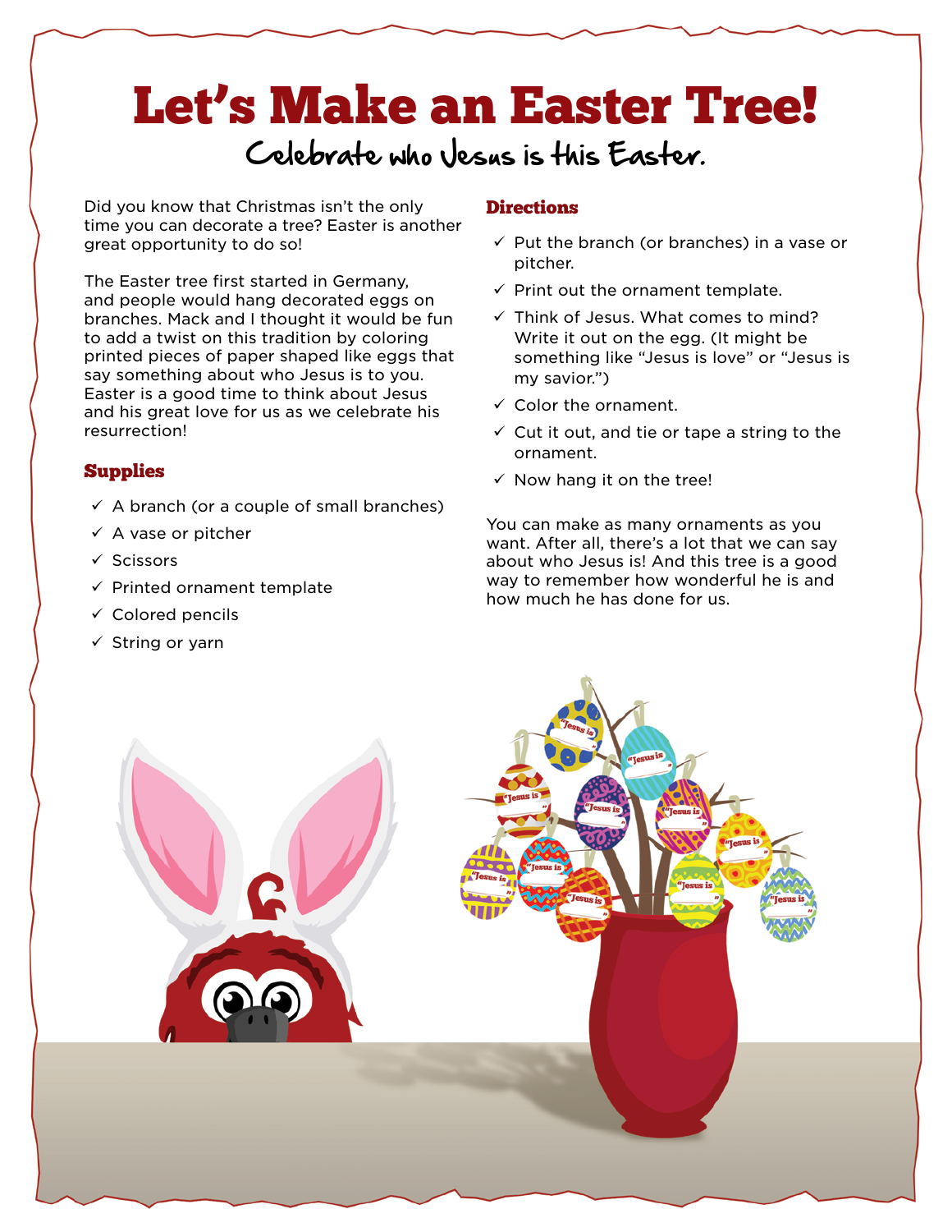# Let's Make an Easter Tree!

## Celebrate who Jesus is this Easter.

Did you know that Christmas isn't the only time you can decorate a tree? Easter is another great opportunity to do so!

The Easter tree first started in Germany, and people would hang decorated eggs on branches. Mack and I thought it would be fun to add a twist on this tradition by coloring printed pieces of paper shaped like eggs that say something about who Jesus is to you. Easter is a good time to think about Jesus and his great love for us as we celebrate his resurrection!

### Supplies

- ✓ A branch (or a couple of small branches)
- ✓ A vase or pitcher
- ✓ Scissors
- ✓ Printed ornament template
- ✓ Colored pencils
- ✓ String or yarn

### Directions

- ✓ Put the branch (or branches) in a vase or pitcher.
- ✓ Print out the ornament template.
- ✓ Think of Jesus. What comes to mind? Write it out on the egg. (It might be something like "Jesus is love" or "Jesus is my savior.")
- ✓ Color the ornament.
- ✓ Cut it out, and tie or tape a string to the ornament.
- ✓ Now hang it on the tree!

You can make as many ornaments as you want. After all, there's a lot that we can say about who Jesus is! And this tree is a good way to remember how wonderful he is and how much he has done for us.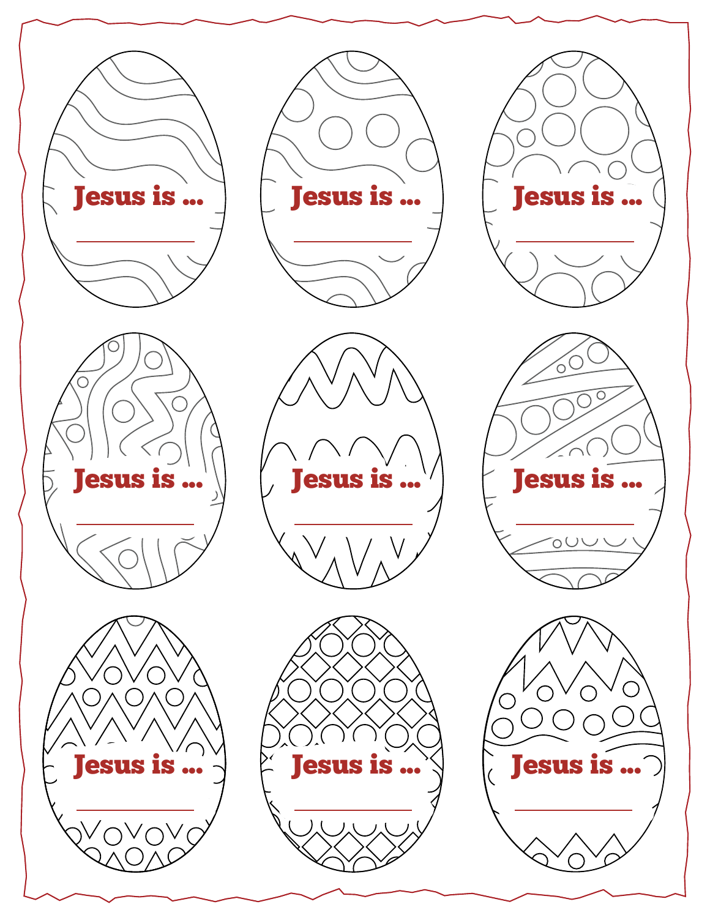Jesus is ...

\_\_\_\_\_\_\_\_\_\_\_\_\_\_

Jesus is ...

\_\_\_\_\_\_\_\_\_\_\_\_\_\_

Jesus is ...

\_\_\_\_\_\_\_\_\_\_\_\_\_\_

Jesus is ...

\_\_\_\_\_\_\_\_\_\_\_\_\_\_

Jesus is ...

\_\_\_\_\_\_\_\_\_\_\_\_\_\_

Jesus is ...

\_\_\_\_\_\_\_\_\_\_\_\_\_\_

Jesus is ...

\_\_\_\_\_\_\_\_\_\_\_\_\_\_

Jesus is ...

\_\_\_\_\_\_\_\_\_\_\_\_\_\_

Jesus is ...

\_\_\_\_\_\_\_\_\_\_\_\_\_\_